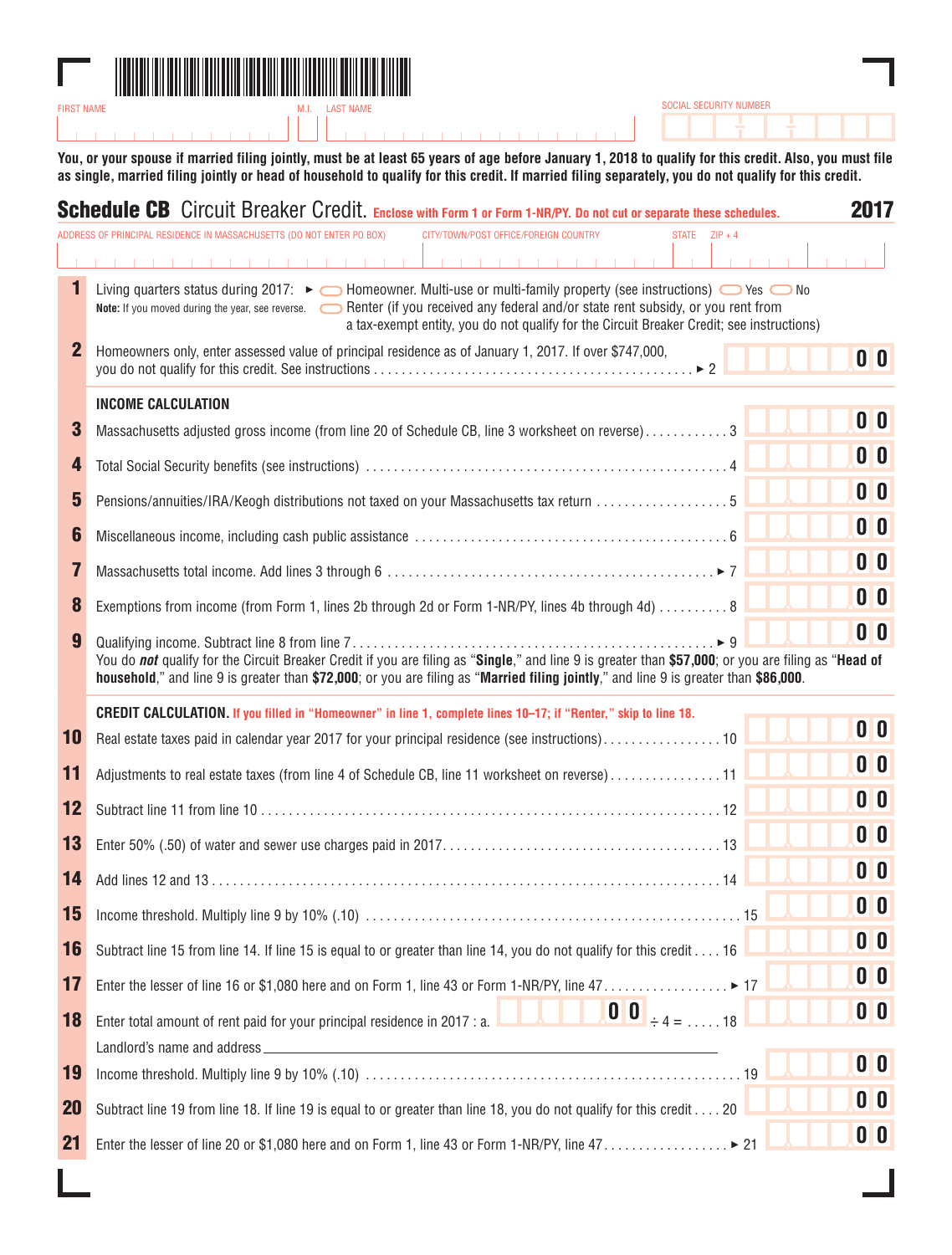FIRST NAME M.I. LAST NAME SOCIAL SECURITY NUMBER

**You, or your spouse if married filing jointly, must be at least 65 years of age before January 1, 2018 to qualify for this credit. Also, you must file as single, married filing jointly or head of household to qualify for this credit. If married filing separately, you do not qualify for this credit.**

# Schedule CB Circuit Breaker Credit. 2017

**Enclose with Form 1 or Form 1-NR/PY. Do not cut or separate these schedules.**

ADDRESS OF PRINCIPAL RESIDENCE IN MASSACHUSETTS (DO NOT ENTER PO BOX) CITY/TOWN/POST OFFICE/FOREIGN COUNTRY STATE ZIP + 4

**1** Living quarters status during 2017: ► ◯ Homeowner. Multi-use or multi-family property (see instructions) ◯ Yes ◯ No
◯ Renter (if you received any federal and/or state rent subsidy, or you rent from a tax-exempt entity, you do not qualify for the Circuit Breaker Credit; see instructions)

**Note:** If you moved during the year, see reverse.

**2** Homeowners only, enter assessed value of principal residence as of January 1, 2017. If over $747,000, you do not qualify for this credit. See instructions ► 2 ______ 00

## INCOME CALCULATION

**3** Massachusetts adjusted gross income (from line 20 of Schedule CB, line 3 worksheet on reverse) 3 ______ 00

**4** Total Social Security benefits (see instructions) 4 ______ 00

**5** Pensions/annuities/IRA/Keogh distributions not taxed on your Massachusetts tax return 5 ______ 00

**6** Miscellaneous income, including cash public assistance 6 ______ 00

**7** Massachusetts total income. Add lines 3 through 6 ► 7 ______ 00

**8** Exemptions from income (from Form 1, lines 2b through 2d or Form 1-NR/PY, lines 4b through 4d) 8 ______ 00

**9** Qualifying income. Subtract line 8 from line 7 ► 9 ______ 00

You do ***not*** qualify for the Circuit Breaker Credit if you are filing as "**Single**," and line 9 is greater than **$57,000**; or you are filing as "**Head of household**," and line 9 is greater than **$72,000**; or you are filing as "**Married filing jointly**," and line 9 is greater than **$86,000**.

## CREDIT CALCULATION.

**If you filled in "Homeowner" in line 1, complete lines 10–17; if "Renter," skip to line 18.**

**10** Real estate taxes paid in calendar year 2017 for your principal residence (see instructions) 10 ______ 00

**11** Adjustments to real estate taxes (from line 4 of Schedule CB, line 11 worksheet on reverse) 11 ______ 00

**12** Subtract line 11 from line 10 12 ______ 00

**13** Enter 50% (.50) of water and sewer use charges paid in 2017 13 ______ 00

**14** Add lines 12 and 13 14 ______ 00

**15** Income threshold. Multiply line 9 by 10% (.10) 15 ______ 00

**16** Subtract line 15 from line 14. If line 15 is equal to or greater than line 14, you do not qualify for this credit 16 ______ 00

**17** Enter the lesser of line 16 or $1,080 here and on Form 1, line 43 or Form 1-NR/PY, line 47 ► 17 ______ 00

**18** Enter total amount of rent paid for your principal residence in 2017 : a. ______ 00 ÷ 4 = 18 ______ 00

Landlord's name and address ______________________________

**19** Income threshold. Multiply line 9 by 10% (.10) 19 ______ 00

**20** Subtract line 19 from line 18. If line 19 is equal to or greater than line 18, you do not qualify for this credit 20 ______ 00

**21** Enter the lesser of line 20 or $1,080 here and on Form 1, line 43 or Form 1-NR/PY, line 47 ► 21 ______ 00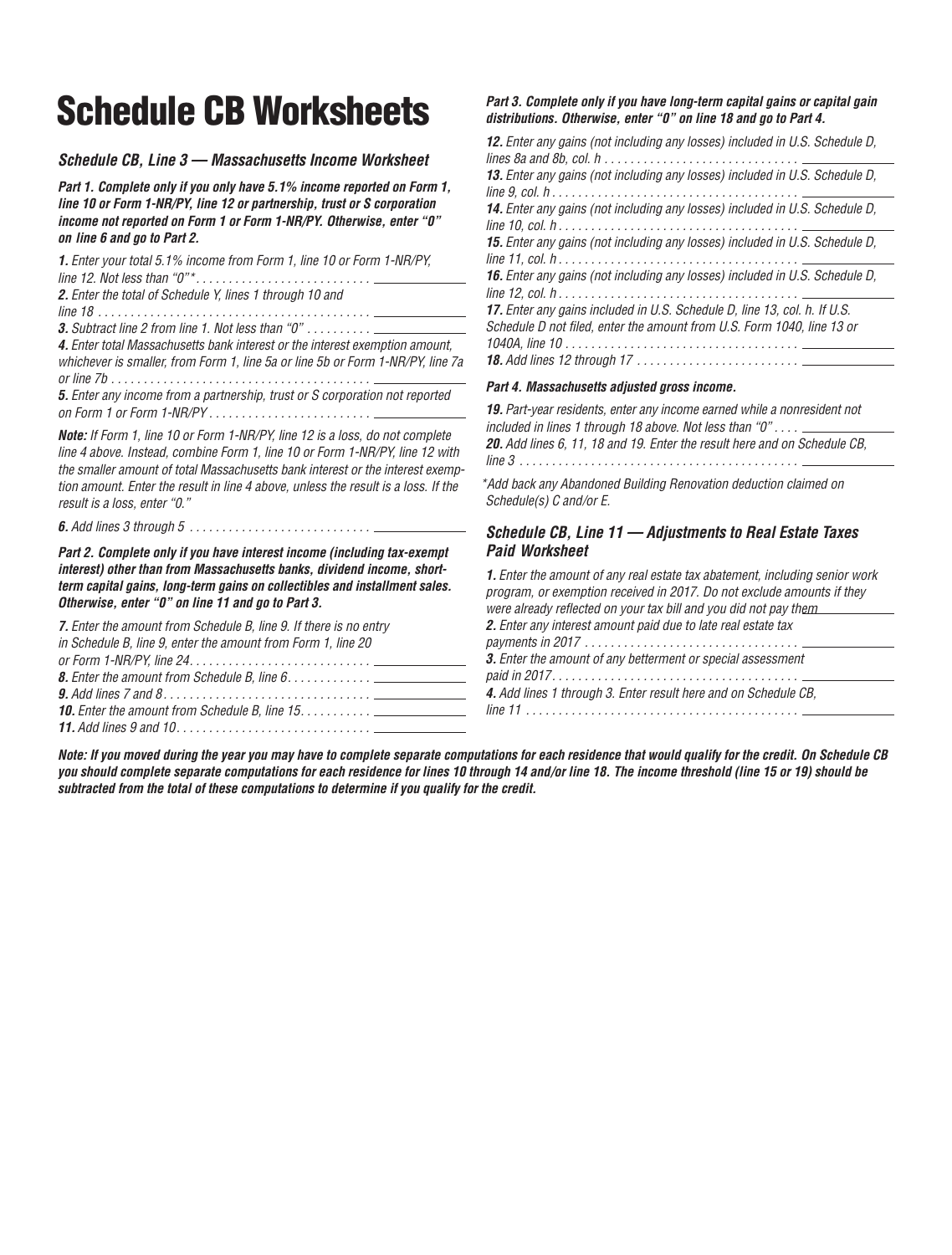# Schedule CB Worksheets

### *Schedule CB, Line 3 — Massachusetts Income Worksheet*

***Part 1. Complete only if you only have 5.1% income reported on Form 1, line 10 or Form 1-NR/PY, line 12 or partnership, trust or S corporation income not reported on Form 1 or Form 1-NR/PY. Otherwise, enter "0" on line 6 and go to Part 2.***

***1.*** *Enter your total 5.1% income from Form 1, line 10 or Form 1-NR/PY, line 12. Not less than "0"\** . . . . . . . . . . . . . . . . . . . . . . . . . . \_\_\_\_\_\_\_\_\_\_

***2.*** *Enter the total of Schedule Y, lines 1 through 10 and line 18* . . . . . . . . . . . . . . . . . . . . . . . . . . . . . . . . . . . . . . . . . . \_\_\_\_\_\_\_\_\_\_

***3.*** *Subtract line 2 from line 1. Not less than "0"* . . . . . . . . . . \_\_\_\_\_\_\_\_\_\_

***4.*** *Enter total Massachusetts bank interest or the interest exemption amount, whichever is smaller, from Form 1, line 5a or line 5b or Form 1-NR/PY, line 7a or line 7b* . . . . . . . . . . . . . . . . . . . . . . . . . . . . . . . . . . . . . . . \_\_\_\_\_\_\_\_\_\_

***5.*** *Enter any income from a partnership, trust or S corporation not reported on Form 1 or Form 1-NR/PY* . . . . . . . . . . . . . . . . . . . . . . . . \_\_\_\_\_\_\_\_\_\_

***Note:*** *If Form 1, line 10 or Form 1-NR/PY, line 12 is a loss, do not complete line 4 above. Instead, combine Form 1, line 10 or Form 1-NR/PY, line 12 with the smaller amount of total Massachusetts bank interest or the interest exemption amount. Enter the result in line 4 above, unless the result is a loss. If the result is a loss, enter "0."*

***6.*** *Add lines 3 through 5* . . . . . . . . . . . . . . . . . . . . . . . . . . . \_\_\_\_\_\_\_\_\_\_

***Part 2. Complete only if you have interest income (including tax-exempt interest) other than from Massachusetts banks, dividend income, short-term capital gains, long-term gains on collectibles and installment sales. Otherwise, enter "0" on line 11 and go to Part 3.***

***7.*** *Enter the amount from Schedule B, line 9. If there is no entry in Schedule B, line 9, enter the amount from Form 1, line 20 or Form 1-NR/PY, line 24.* . . . . . . . . . . . . . . . . . . . . . . . . . . \_\_\_\_\_\_\_\_\_\_

***8.*** *Enter the amount from Schedule B, line 6.* . . . . . . . . . . . . \_\_\_\_\_\_\_\_\_\_

***9.*** *Add lines 7 and 8* . . . . . . . . . . . . . . . . . . . . . . . . . . . . . . . \_\_\_\_\_\_\_\_\_\_

***10.*** *Enter the amount from Schedule B, line 15.* . . . . . . . . . . \_\_\_\_\_\_\_\_\_\_

***11.*** *Add lines 9 and 10.* . . . . . . . . . . . . . . . . . . . . . . . . . . . . \_\_\_\_\_\_\_\_\_\_

***Part 3. Complete only if you have long-term capital gains or capital gain distributions. Otherwise, enter "0" on line 18 and go to Part 4.***

***12.*** *Enter any gains (not including any losses) included in U.S. Schedule D, lines 8a and 8b, col. h* . . . . . . . . . . . . . . . . . . . . . . . . . . . . . \_\_\_\_\_\_\_\_\_\_

***13.*** *Enter any gains (not including any losses) included in U.S. Schedule D, line 9, col. h* . . . . . . . . . . . . . . . . . . . . . . . . . . . . . . . . . . . . . \_\_\_\_\_\_\_\_\_\_

***14.*** *Enter any gains (not including any losses) included in U.S. Schedule D, line 10, col. h* . . . . . . . . . . . . . . . . . . . . . . . . . . . . . . . . . . . . \_\_\_\_\_\_\_\_\_\_

***15.*** *Enter any gains (not including any losses) included in U.S. Schedule D, line 11, col. h* . . . . . . . . . . . . . . . . . . . . . . . . . . . . . . . . . . . . \_\_\_\_\_\_\_\_\_\_

***16.*** *Enter any gains (not including any losses) included in U.S. Schedule D, line 12, col. h* . . . . . . . . . . . . . . . . . . . . . . . . . . . . . . . . . . . . \_\_\_\_\_\_\_\_\_\_

***17.*** *Enter any gains included in U.S. Schedule D, line 13, col. h. If U.S. Schedule D not filed, enter the amount from U.S. Form 1040, line 13 or 1040A, line 10* . . . . . . . . . . . . . . . . . . . . . . . . . . . . . . . . . . . \_\_\_\_\_\_\_\_\_\_

***18.*** *Add lines 12 through 17* . . . . . . . . . . . . . . . . . . . . . . . . . \_\_\_\_\_\_\_\_\_\_

***Part 4. Massachusetts adjusted gross income.***

***19.*** *Part-year residents, enter any income earned while a nonresident not included in lines 1 through 18 above. Not less than "0"* . . . . \_\_\_\_\_\_\_\_\_\_

***20.*** *Add lines 6, 11, 18 and 19. Enter the result here and on Schedule CB, line 3* . . . . . . . . . . . . . . . . . . . . . . . . . . . . . . . . . . . . . . . . . . \_\_\_\_\_\_\_\_\_\_

*\*Add back any Abandoned Building Renovation deduction claimed on Schedule(s) C and/or E.*

### *Schedule CB, Line 11 — Adjustments to Real Estate Taxes Paid Worksheet*

***1.*** *Enter the amount of any real estate tax abatement, including senior work program, or exemption received in 2017. Do not exclude amounts if they were already reflected on your tax bill and you did not pay them* \_\_\_\_\_\_\_\_\_\_

***2.*** *Enter any interest amount paid due to late real estate tax payments in 2017* . . . . . . . . . . . . . . . . . . . . . . . . . . . . . . . . . \_\_\_\_\_\_\_\_\_\_

***3.*** *Enter the amount of any betterment or special assessment paid in 2017.* . . . . . . . . . . . . . . . . . . . . . . . . . . . . . . . . . . . . . \_\_\_\_\_\_\_\_\_\_

***4.*** *Add lines 1 through 3. Enter result here and on Schedule CB, line 11* . . . . . . . . . . . . . . . . . . . . . . . . . . . . . . . . . . . . . . . . . \_\_\_\_\_\_\_\_\_\_

***Note: If you moved during the year you may have to complete separate computations for each residence that would qualify for the credit. On Schedule CB you should complete separate computations for each residence for lines 10 through 14 and/or line 18. The income threshold (line 15 or 19) should be subtracted from the total of these computations to determine if you qualify for the credit.***